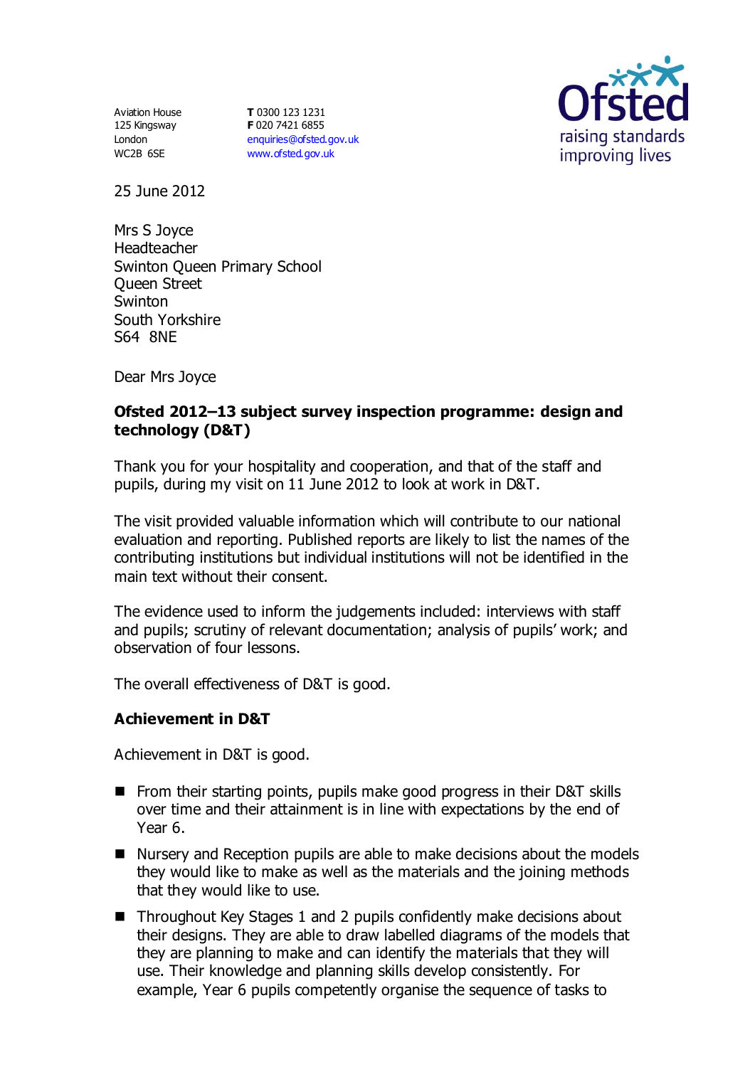Aviation House
125 Kingsway
London
WC2B 6SE

**T** 0300 123 1231
**F** 020 7421 6855
enquiries@ofsted.gov.uk
www.ofsted.gov.uk

Ofsted
raising standards
improving lives

25 June 2012

Mrs S Joyce
Headteacher
Swinton Queen Primary School
Queen Street
Swinton
South Yorkshire
S64 8NE

Dear Mrs Joyce

**Ofsted 2012–13 subject survey inspection programme: design and technology (D&T)**

Thank you for your hospitality and cooperation, and that of the staff and pupils, during my visit on 11 June 2012 to look at work in D&T.

The visit provided valuable information which will contribute to our national evaluation and reporting. Published reports are likely to list the names of the contributing institutions but individual institutions will not be identified in the main text without their consent.

The evidence used to inform the judgements included: interviews with staff and pupils; scrutiny of relevant documentation; analysis of pupils' work; and observation of four lessons.

The overall effectiveness of D&T is good.

## Achievement in D&T

Achievement in D&T is good.

- From their starting points, pupils make good progress in their D&T skills over time and their attainment is in line with expectations by the end of Year 6.
- Nursery and Reception pupils are able to make decisions about the models they would like to make as well as the materials and the joining methods that they would like to use.
- Throughout Key Stages 1 and 2 pupils confidently make decisions about their designs. They are able to draw labelled diagrams of the models that they are planning to make and can identify the materials that they will use. Their knowledge and planning skills develop consistently. For example, Year 6 pupils competently organise the sequence of tasks to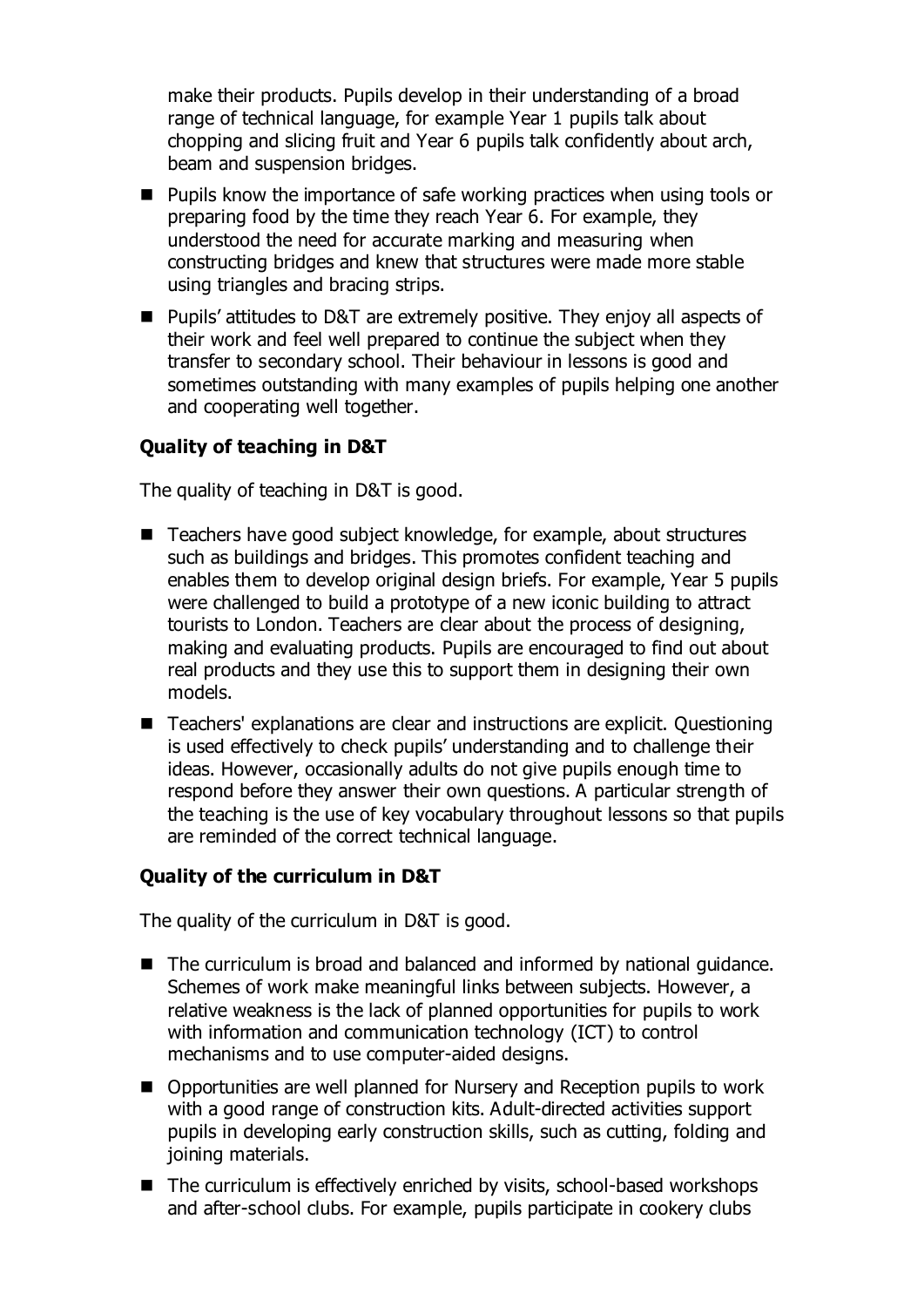make their products. Pupils develop in their understanding of a broad range of technical language, for example Year 1 pupils talk about chopping and slicing fruit and Year 6 pupils talk confidently about arch, beam and suspension bridges.

- Pupils know the importance of safe working practices when using tools or preparing food by the time they reach Year 6. For example, they understood the need for accurate marking and measuring when constructing bridges and knew that structures were made more stable using triangles and bracing strips.
- Pupils' attitudes to D&T are extremely positive. They enjoy all aspects of their work and feel well prepared to continue the subject when they transfer to secondary school. Their behaviour in lessons is good and sometimes outstanding with many examples of pupils helping one another and cooperating well together.

**Quality of teaching in D&T**

The quality of teaching in D&T is good.

- Teachers have good subject knowledge, for example, about structures such as buildings and bridges. This promotes confident teaching and enables them to develop original design briefs. For example, Year 5 pupils were challenged to build a prototype of a new iconic building to attract tourists to London. Teachers are clear about the process of designing, making and evaluating products. Pupils are encouraged to find out about real products and they use this to support them in designing their own models.
- Teachers' explanations are clear and instructions are explicit. Questioning is used effectively to check pupils' understanding and to challenge their ideas. However, occasionally adults do not give pupils enough time to respond before they answer their own questions. A particular strength of the teaching is the use of key vocabulary throughout lessons so that pupils are reminded of the correct technical language.

**Quality of the curriculum in D&T**

The quality of the curriculum in D&T is good.

- The curriculum is broad and balanced and informed by national guidance. Schemes of work make meaningful links between subjects. However, a relative weakness is the lack of planned opportunities for pupils to work with information and communication technology (ICT) to control mechanisms and to use computer-aided designs.
- Opportunities are well planned for Nursery and Reception pupils to work with a good range of construction kits. Adult-directed activities support pupils in developing early construction skills, such as cutting, folding and joining materials.
- The curriculum is effectively enriched by visits, school-based workshops and after-school clubs. For example, pupils participate in cookery clubs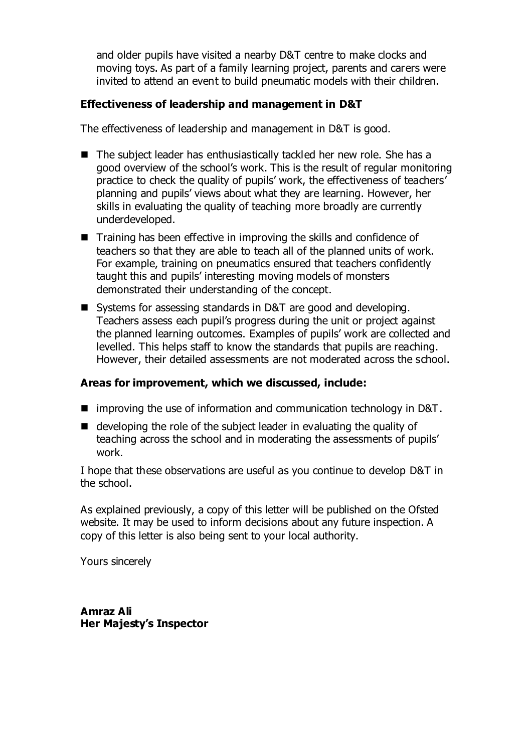and older pupils have visited a nearby D&T centre to make clocks and moving toys. As part of a family learning project, parents and carers were invited to attend an event to build pneumatic models with their children.

**Effectiveness of leadership and management in D&T**

The effectiveness of leadership and management in D&T is good.

- The subject leader has enthusiastically tackled her new role. She has a good overview of the school's work. This is the result of regular monitoring practice to check the quality of pupils' work, the effectiveness of teachers' planning and pupils' views about what they are learning. However, her skills in evaluating the quality of teaching more broadly are currently underdeveloped.
- Training has been effective in improving the skills and confidence of teachers so that they are able to teach all of the planned units of work. For example, training on pneumatics ensured that teachers confidently taught this and pupils' interesting moving models of monsters demonstrated their understanding of the concept.
- Systems for assessing standards in D&T are good and developing. Teachers assess each pupil's progress during the unit or project against the planned learning outcomes. Examples of pupils' work are collected and levelled. This helps staff to know the standards that pupils are reaching. However, their detailed assessments are not moderated across the school.

**Areas for improvement, which we discussed, include:**

- improving the use of information and communication technology in D&T.
- developing the role of the subject leader in evaluating the quality of teaching across the school and in moderating the assessments of pupils' work.

I hope that these observations are useful as you continue to develop D&T in the school.

As explained previously, a copy of this letter will be published on the Ofsted website. It may be used to inform decisions about any future inspection. A copy of this letter is also being sent to your local authority.

Yours sincerely

**Amraz Ali**
**Her Majesty's Inspector**